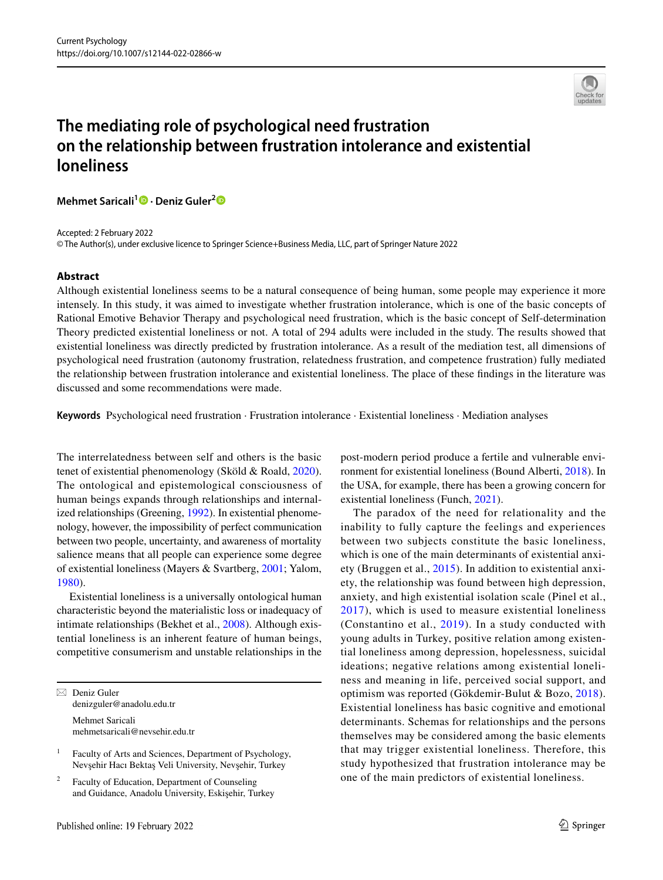# The mediating role of psychological need frustration on the relationship between frustration intolerance and existential loneliness

**Mehmet Saricali**[1] · **Deniz Guler**[2]

Accepted: 2 February 2022
© The Author(s), under exclusive licence to Springer Science+Business Media, LLC, part of Springer Nature 2022

## Abstract

Although existential loneliness seems to be a natural consequence of being human, some people may experience it more intensely. In this study, it was aimed to investigate whether frustration intolerance, which is one of the basic concepts of Rational Emotive Behavior Therapy and psychological need frustration, which is the basic concept of Self-determination Theory predicted existential loneliness or not. A total of 294 adults were included in the study. The results showed that existential loneliness was directly predicted by frustration intolerance. As a result of the mediation test, all dimensions of psychological need frustration (autonomy frustration, relatedness frustration, and competence frustration) fully mediated the relationship between frustration intolerance and existential loneliness. The place of these findings in the literature was discussed and some recommendations were made.

**Keywords** Psychological need frustration · Frustration intolerance · Existential loneliness · Mediation analyses

The interrelatedness between self and others is the basic tenet of existential phenomenology (Sköld & Roald, 2020). The ontological and epistemological consciousness of human beings expands through relationships and internalized relationships (Greening, 1992). In existential phenomenology, however, the impossibility of perfect communication between two people, uncertainty, and awareness of mortality salience means that all people can experience some degree of existential loneliness (Mayers & Svartberg, 2001; Yalom, 1980).

Existential loneliness is a universally ontological human characteristic beyond the materialistic loss or inadequacy of intimate relationships (Bekhet et al., 2008). Although existential loneliness is an inherent feature of human beings, competitive consumerism and unstable relationships in the post-modern period produce a fertile and vulnerable environment for existential loneliness (Bound Alberti, 2018). In the USA, for example, there has been a growing concern for existential loneliness (Funch, 2021).

The paradox of the need for relationality and the inability to fully capture the feelings and experiences between two subjects constitute the basic loneliness, which is one of the main determinants of existential anxiety (Bruggen et al., 2015). In addition to existential anxiety, the relationship was found between high depression, anxiety, and high existential isolation scale (Pinel et al., 2017), which is used to measure existential loneliness (Constantino et al., 2019). In a study conducted with young adults in Turkey, positive relation among existential loneliness among depression, hopelessness, suicidal ideations; negative relations among existential loneliness and meaning in life, perceived social support, and optimism was reported (Gökdemir-Bulut & Bozo, 2018). Existential loneliness has basic cognitive and emotional determinants. Schemas for relationships and the persons themselves may be considered among the basic elements that may trigger existential loneliness. Therefore, this study hypothesized that frustration intolerance may be one of the main predictors of existential loneliness.

---

✉ Deniz Guler
denizguler@anadolu.edu.tr

Mehmet Saricali
mehmetsaricali@nevsehir.edu.tr

[1] Faculty of Arts and Sciences, Department of Psychology, Nevşehir Hacı Bektaş Veli University, Nevşehir, Turkey

[2] Faculty of Education, Department of Counseling and Guidance, Anadolu University, Eskişehir, Turkey

Published online: 19 February 2022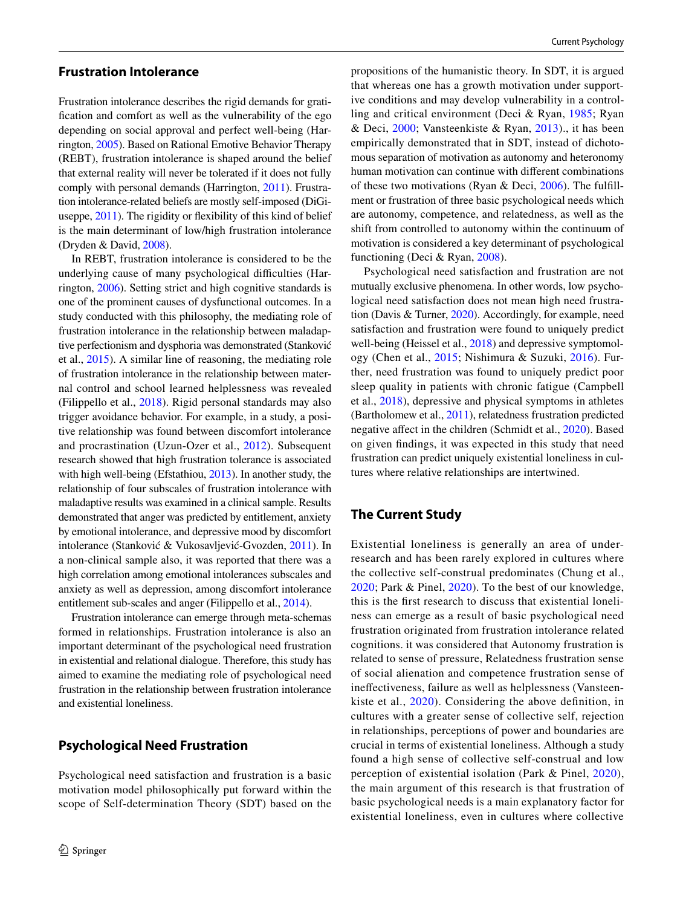## Frustration Intolerance

Frustration intolerance describes the rigid demands for gratification and comfort as well as the vulnerability of the ego depending on social approval and perfect well-being (Harrington, 2005). Based on Rational Emotive Behavior Therapy (REBT), frustration intolerance is shaped around the belief that external reality will never be tolerated if it does not fully comply with personal demands (Harrington, 2011). Frustration intolerance-related beliefs are mostly self-imposed (DiGiuseppe, 2011). The rigidity or flexibility of this kind of belief is the main determinant of low/high frustration intolerance (Dryden & David, 2008).

In REBT, frustration intolerance is considered to be the underlying cause of many psychological difficulties (Harrington, 2006). Setting strict and high cognitive standards is one of the prominent causes of dysfunctional outcomes. In a study conducted with this philosophy, the mediating role of frustration intolerance in the relationship between maladaptive perfectionism and dysphoria was demonstrated (Stanković et al., 2015). A similar line of reasoning, the mediating role of frustration intolerance in the relationship between maternal control and school learned helplessness was revealed (Filippello et al., 2018). Rigid personal standards may also trigger avoidance behavior. For example, in a study, a positive relationship was found between discomfort intolerance and procrastination (Uzun-Ozer et al., 2012). Subsequent research showed that high frustration tolerance is associated with high well-being (Efstathiou, 2013). In another study, the relationship of four subscales of frustration intolerance with maladaptive results was examined in a clinical sample. Results demonstrated that anger was predicted by entitlement, anxiety by emotional intolerance, and depressive mood by discomfort intolerance (Stanković & Vukosavljević-Gvozden, 2011). In a non-clinical sample also, it was reported that there was a high correlation among emotional intolerances subscales and anxiety as well as depression, among discomfort intolerance entitlement sub-scales and anger (Filippello et al., 2014).

Frustration intolerance can emerge through meta-schemas formed in relationships. Frustration intolerance is also an important determinant of the psychological need frustration in existential and relational dialogue. Therefore, this study has aimed to examine the mediating role of psychological need frustration in the relationship between frustration intolerance and existential loneliness.

## Psychological Need Frustration

Psychological need satisfaction and frustration is a basic motivation model philosophically put forward within the scope of Self-determination Theory (SDT) based on the propositions of the humanistic theory. In SDT, it is argued that whereas one has a growth motivation under supportive conditions and may develop vulnerability in a controlling and critical environment (Deci & Ryan, 1985; Ryan & Deci, 2000; Vansteenkiste & Ryan, 2013)., it has been empirically demonstrated that in SDT, instead of dichotomous separation of motivation as autonomy and heteronomy human motivation can continue with different combinations of these two motivations (Ryan & Deci, 2006). The fulfillment or frustration of three basic psychological needs which are autonomy, competence, and relatedness, as well as the shift from controlled to autonomy within the continuum of motivation is considered a key determinant of psychological functioning (Deci & Ryan, 2008).

Psychological need satisfaction and frustration are not mutually exclusive phenomena. In other words, low psychological need satisfaction does not mean high need frustration (Davis & Turner, 2020). Accordingly, for example, need satisfaction and frustration were found to uniquely predict well-being (Heissel et al., 2018) and depressive symptomology (Chen et al., 2015; Nishimura & Suzuki, 2016). Further, need frustration was found to uniquely predict poor sleep quality in patients with chronic fatigue (Campbell et al., 2018), depressive and physical symptoms in athletes (Bartholomew et al., 2011), relatedness frustration predicted negative affect in the children (Schmidt et al., 2020). Based on given findings, it was expected in this study that need frustration can predict uniquely existential loneliness in cultures where relative relationships are intertwined.

## The Current Study

Existential loneliness is generally an area of under-research and has been rarely explored in cultures where the collective self-construal predominates (Chung et al., 2020; Park & Pinel, 2020). To the best of our knowledge, this is the first research to discuss that existential loneliness can emerge as a result of basic psychological need frustration originated from frustration intolerance related cognitions. it was considered that Autonomy frustration is related to sense of pressure, Relatedness frustration sense of social alienation and competence frustration sense of ineffectiveness, failure as well as helplessness (Vansteenkiste et al., 2020). Considering the above definition, in cultures with a greater sense of collective self, rejection in relationships, perceptions of power and boundaries are crucial in terms of existential loneliness. Although a study found a high sense of collective self-construal and low perception of existential isolation (Park & Pinel, 2020), the main argument of this research is that frustration of basic psychological needs is a main explanatory factor for existential loneliness, even in cultures where collective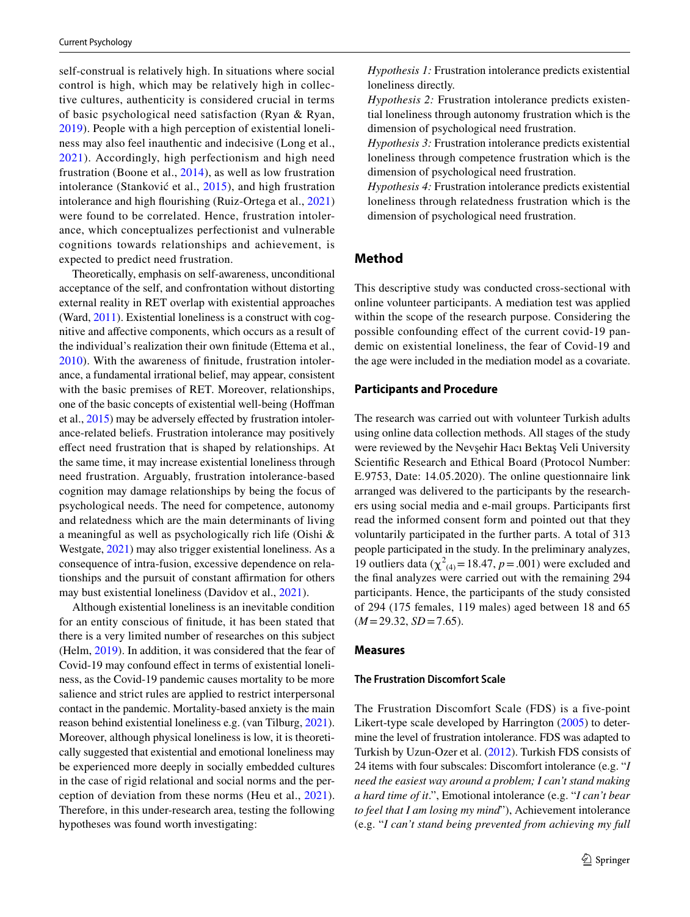self-construal is relatively high. In situations where social control is high, which may be relatively high in collective cultures, authenticity is considered crucial in terms of basic psychological need satisfaction (Ryan & Ryan, 2019). People with a high perception of existential loneliness may also feel inauthentic and indecisive (Long et al., 2021). Accordingly, high perfectionism and high need frustration (Boone et al., 2014), as well as low frustration intolerance (Stanković et al., 2015), and high frustration intolerance and high flourishing (Ruiz-Ortega et al., 2021) were found to be correlated. Hence, frustration intolerance, which conceptualizes perfectionist and vulnerable cognitions towards relationships and achievement, is expected to predict need frustration.

Theoretically, emphasis on self-awareness, unconditional acceptance of the self, and confrontation without distorting external reality in RET overlap with existential approaches (Ward, 2011). Existential loneliness is a construct with cognitive and affective components, which occurs as a result of the individual's realization their own finitude (Ettema et al., 2010). With the awareness of finitude, frustration intolerance, a fundamental irrational belief, may appear, consistent with the basic premises of RET. Moreover, relationships, one of the basic concepts of existential well-being (Hoffman et al., 2015) may be adversely effected by frustration intolerance-related beliefs. Frustration intolerance may positively effect need frustration that is shaped by relationships. At the same time, it may increase existential loneliness through need frustration. Arguably, frustration intolerance-based cognition may damage relationships by being the focus of psychological needs. The need for competence, autonomy and relatedness which are the main determinants of living a meaningful as well as psychologically rich life (Oishi & Westgate, 2021) may also trigger existential loneliness. As a consequence of intra-fusion, excessive dependence on relationships and the pursuit of constant affirmation for others may bust existential loneliness (Davidov et al., 2021).

Although existential loneliness is an inevitable condition for an entity conscious of finitude, it has been stated that there is a very limited number of researches on this subject (Helm, 2019). In addition, it was considered that the fear of Covid-19 may confound effect in terms of existential loneliness, as the Covid-19 pandemic causes mortality to be more salience and strict rules are applied to restrict interpersonal contact in the pandemic. Mortality-based anxiety is the main reason behind existential loneliness e.g. (van Tilburg, 2021). Moreover, although physical loneliness is low, it is theoretically suggested that existential and emotional loneliness may be experienced more deeply in socially embedded cultures in the case of rigid relational and social norms and the perception of deviation from these norms (Heu et al., 2021). Therefore, in this under-research area, testing the following hypotheses was found worth investigating:

*Hypothesis 1:* Frustration intolerance predicts existential loneliness directly.

*Hypothesis 2:* Frustration intolerance predicts existential loneliness through autonomy frustration which is the dimension of psychological need frustration.

*Hypothesis 3:* Frustration intolerance predicts existential loneliness through competence frustration which is the dimension of psychological need frustration.

*Hypothesis 4:* Frustration intolerance predicts existential loneliness through relatedness frustration which is the dimension of psychological need frustration.

## Method

This descriptive study was conducted cross-sectional with online volunteer participants. A mediation test was applied within the scope of the research purpose. Considering the possible confounding effect of the current covid-19 pandemic on existential loneliness, the fear of Covid-19 and the age were included in the mediation model as a covariate.

### Participants and Procedure

The research was carried out with volunteer Turkish adults using online data collection methods. All stages of the study were reviewed by the Nevşehir Hacı Bektaş Veli University Scientific Research and Ethical Board (Protocol Number: E.9753, Date: 14.05.2020). The online questionnaire link arranged was delivered to the participants by the researchers using social media and e-mail groups. Participants first read the informed consent form and pointed out that they voluntarily participated in the further parts. A total of 313 people participated in the study. In the preliminary analyzes, 19 outliers data ($\chi^2_{(4)} = 18.47$, $p = .001$) were excluded and the final analyzes were carried out with the remaining 294 participants. Hence, the participants of the study consisted of 294 (175 females, 119 males) aged between 18 and 65 ($M = 29.32$, $SD = 7.65$).

### Measures

#### The Frustration Discomfort Scale

The Frustration Discomfort Scale (FDS) is a five-point Likert-type scale developed by Harrington (2005) to determine the level of frustration intolerance. FDS was adapted to Turkish by Uzun-Ozer et al. (2012). Turkish FDS consists of 24 items with four subscales: Discomfort intolerance (e.g. "*I need the easiest way around a problem; I can't stand making a hard time of it*.", Emotional intolerance (e.g. "*I can't bear to feel that I am losing my mind*"), Achievement intolerance (e.g. "*I can't stand being prevented from achieving my full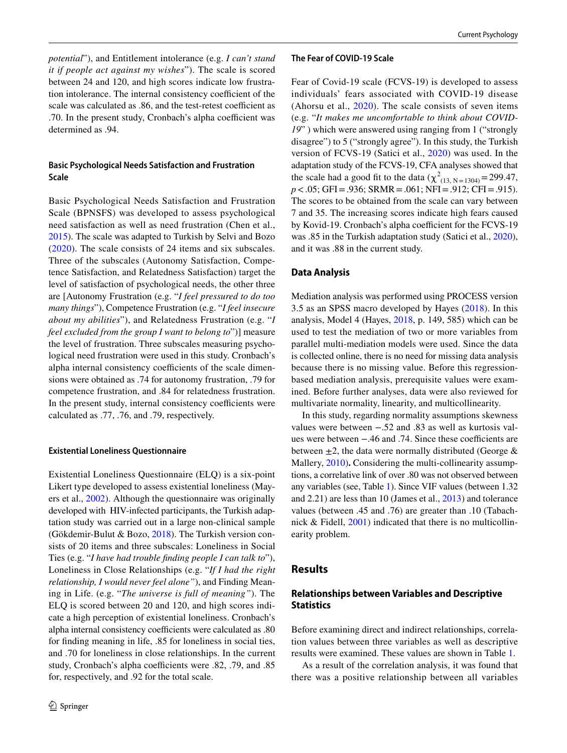*potential*"), and Entitlement intolerance (e.g. *I can't stand it if people act against my wishes*"). The scale is scored between 24 and 120, and high scores indicate low frustration intolerance. The internal consistency coefficient of the scale was calculated as .86, and the test-retest coefficient as .70. In the present study, Cronbach's alpha coefficient was determined as .94.

### Basic Psychological Needs Satisfaction and Frustration Scale

Basic Psychological Needs Satisfaction and Frustration Scale (BPNSFS) was developed to assess psychological need satisfaction as well as need frustration (Chen et al., 2015). The scale was adapted to Turkish by Selvi and Bozo (2020). The scale consists of 24 items and six subscales. Three of the subscales (Autonomy Satisfaction, Competence Satisfaction, and Relatedness Satisfaction) target the level of satisfaction of psychological needs, the other three are [Autonomy Frustration (e.g. "*I feel pressured to do too many things*"), Competence Frustration (e.g. "*I feel insecure about my abilities*"), and Relatedness Frustration (e.g. "*I feel excluded from the group I want to belong to*")] measure the level of frustration. Three subscales measuring psychological need frustration were used in this study. Cronbach's alpha internal consistency coefficients of the scale dimensions were obtained as .74 for autonomy frustration, .79 for competence frustration, and .84 for relatedness frustration. In the present study, internal consistency coefficients were calculated as .77, .76, and .79, respectively.

### Existential Loneliness Questionnaire

Existential Loneliness Questionnaire (ELQ) is a six-point Likert type developed to assess existential loneliness (Mayers et al., 2002). Although the questionnaire was originally developed with HIV-infected participants, the Turkish adaptation study was carried out in a large non-clinical sample (Gökdemir-Bulut & Bozo, 2018). The Turkish version consists of 20 items and three subscales: Loneliness in Social Ties (e.g. "*I have had trouble finding people I can talk to*"), Loneliness in Close Relationships (e.g. "*If I had the right relationship, I would never feel alone"*), and Finding Meaning in Life. (e.g. "*The universe is full of meaning"*). The ELQ is scored between 20 and 120, and high scores indicate a high perception of existential loneliness. Cronbach's alpha internal consistency coefficients were calculated as .80 for finding meaning in life, .85 for loneliness in social ties, and .70 for loneliness in close relationships. In the current study, Cronbach's alpha coefficients were .82, .79, and .85 for, respectively, and .92 for the total scale.

### The Fear of COVID-19 Scale

Fear of Covid-19 scale (FCVS-19) is developed to assess individuals' fears associated with COVID-19 disease (Ahorsu et al., 2020). The scale consists of seven items (e.g. "*It makes me uncomfortable to think about COVID-19*" ) which were answered using ranging from 1 ("strongly disagree") to 5 ("strongly agree"). In this study, the Turkish version of FCVS-19 (Satici et al., 2020) was used. In the adaptation study of the FCVS-19, CFA analyses showed that the scale had a good fit to the data ($\chi^2_{(13, N=1304)} = 299.47$, $p < .05$; GFI = .936; SRMR = .061; NFI = .912; CFI = .915). The scores to be obtained from the scale can vary between 7 and 35. The increasing scores indicate high fears caused by Kovid-19. Cronbach's alpha coefficient for the FCVS-19 was .85 in the Turkish adaptation study (Satici et al., 2020), and it was .88 in the current study.

### Data Analysis

Mediation analysis was performed using PROCESS version 3.5 as an SPSS macro developed by Hayes (2018). In this analysis, Model 4 (Hayes, 2018, p. 149, 585) which can be used to test the mediation of two or more variables from parallel multi-mediation models were used. Since the data is collected online, there is no need for missing data analysis because there is no missing value. Before this regression-based mediation analysis, prerequisite values were examined. Before further analyses, data were also reviewed for multivariate normality, linearity, and multicollinearity.

In this study, regarding normality assumptions skewness values were between −.52 and .83 as well as kurtosis values were between −.46 and .74. Since these coefficients are between ±2, the data were normally distributed (George & Mallery, 2010)**.** Considering the multi-collinearity assumptions, a correlative link of over .80 was not observed between any variables (see, Table 1). Since VIF values (between 1.32 and 2.21) are less than 10 (James et al., 2013) and tolerance values (between .45 and .76) are greater than .10 (Tabachnick & Fidell, 2001) indicated that there is no multicollinearity problem.

## Results

### Relationships between Variables and Descriptive Statistics

Before examining direct and indirect relationships, correlation values between three variables as well as descriptive results were examined. These values are shown in Table 1.

As a result of the correlation analysis, it was found that there was a positive relationship between all variables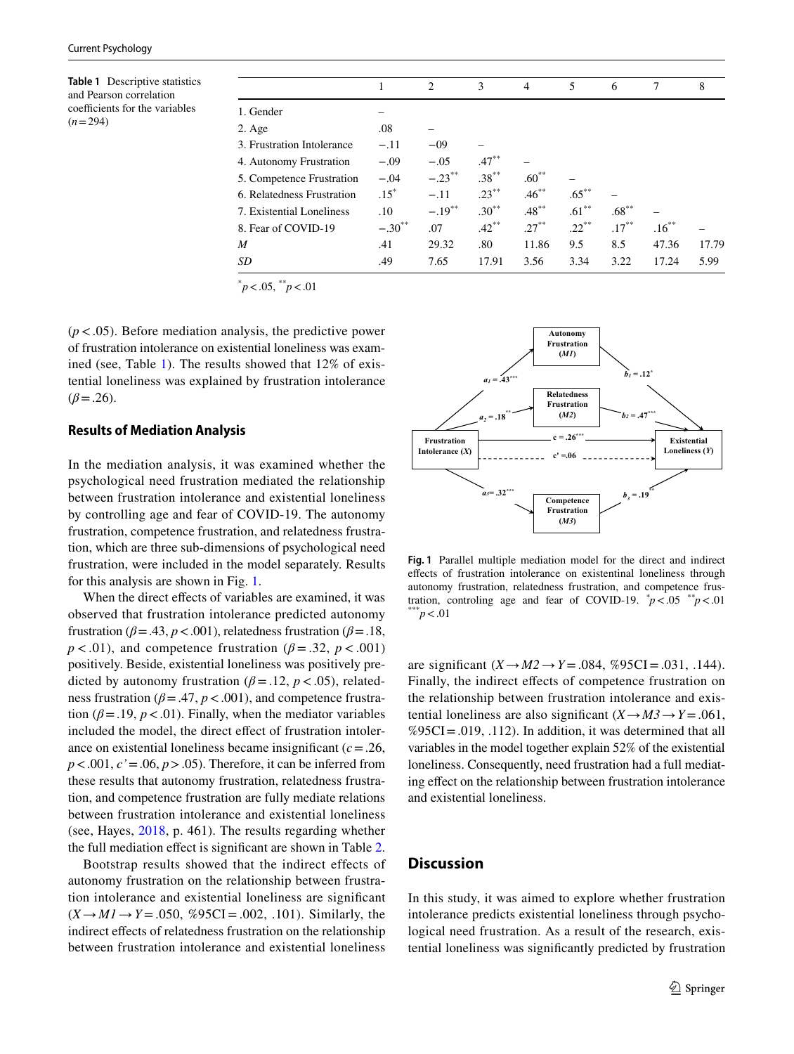**Table 1** Descriptive statistics and Pearson correlation coefficients for the variables ($n=294$)

| | 1 | 2 | 3 | 4 | 5 | 6 | 7 | 8 |
|---|---|---|---|---|---|---|---|---|
| 1. Gender | – | | | | | | | |
| 2. Age | .08 | – | | | | | | |
| 3. Frustration Intolerance | −.11 | −09 | – | | | | | |
| 4. Autonomy Frustration | −.09 | −.05 | .47** | – | | | | |
| 5. Competence Frustration | −.04 | −.23** | .38** | .60** | – | | | |
| 6. Relatedness Frustration | .15* | −.11 | .23** | .46** | .65** | – | | |
| 7. Existential Loneliness | .10 | −.19** | .30** | .48** | .61** | .68** | – | |
| 8. Fear of COVID-19 | −.30** | .07 | .42** | .27** | .22** | .17** | .16** | – |
| *M* | .41 | 29.32 | .80 | 11.86 | 9.5 | 8.5 | 47.36 | 17.79 |
| *SD* | .49 | 7.65 | 17.91 | 3.56 | 3.34 | 3.22 | 17.24 | 5.99 |

*$p<.05$, **$p<.01$

($p<.05$). Before mediation analysis, the predictive power of frustration intolerance on existential loneliness was examined (see, Table 1). The results showed that 12% of existential loneliness was explained by frustration intolerance ($\beta=.26$).

### Results of Mediation Analysis

In the mediation analysis, it was examined whether the psychological need frustration mediated the relationship between frustration intolerance and existential loneliness by controlling age and fear of COVID-19. The autonomy frustration, competence frustration, and relatedness frustration, which are three sub-dimensions of psychological need frustration, were included in the model separately. Results for this analysis are shown in Fig. 1.

When the direct effects of variables are examined, it was observed that frustration intolerance predicted autonomy frustration ($\beta=.43$, $p<.001$), relatedness frustration ($\beta=.18$, $p<.01$), and competence frustration ($\beta=.32$, $p<.001$) positively. Beside, existential loneliness was positively predicted by autonomy frustration ($\beta=.12$, $p<.05$), relatedness frustration ($\beta=.47$, $p<.001$), and competence frustration ($\beta=.19$, $p<.01$). Finally, when the mediator variables included the model, the direct effect of frustration intolerance on existential loneliness became insignificant ($c=.26$, $p<.001$, $c'=.06$, $p>.05$). Therefore, it can be inferred from these results that autonomy frustration, relatedness frustration, and competence frustration are fully mediate relations between frustration intolerance and existential loneliness (see, Hayes, 2018, p. 461). The results regarding whether the full mediation effect is significant are shown in Table 2.

Bootstrap results showed that the indirect effects of autonomy frustration on the relationship between frustration intolerance and existential loneliness are significant ($X \rightarrow M1 \rightarrow Y=.050$, %95CI $=.002$, .101). Similarly, the indirect effects of relatedness frustration on the relationship between frustration intolerance and existential loneliness are significant ($X \rightarrow M2 \rightarrow Y=.084$, %95CI $=.031$, .144). Finally, the indirect effects of competence frustration on the relationship between frustration intolerance and existential loneliness are also significant ($X \rightarrow M3 \rightarrow Y=.061$, %95CI $=.019$, .112). In addition, it was determined that all variables in the model together explain 52% of the existential loneliness. Consequently, need frustration had a full mediating effect on the relationship between frustration intolerance and existential loneliness.

**Fig. 1** Parallel multiple mediation model for the direct and indirect effects of frustration intolerance on existentinal loneliness through autonomy frustration, relatedness frustration, and competence frustration, controling age and fear of COVID-19. *$p<.05$ **$p<.01$ ***$p<.01$

## Discussion

In this study, it was aimed to explore whether frustration intolerance predicts existential loneliness through psychological need frustration. As a result of the research, existential loneliness was significantly predicted by frustration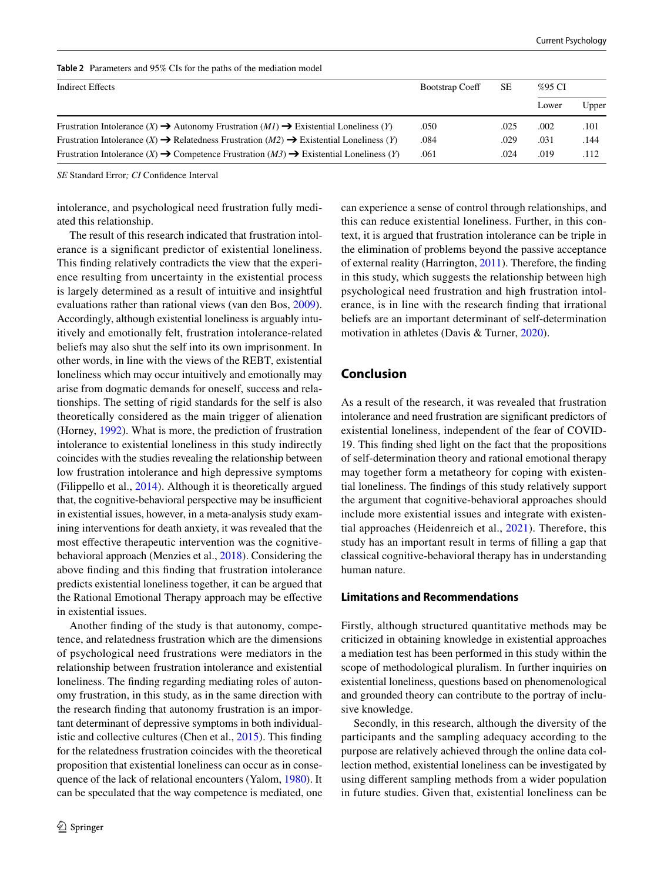**Table 2** Parameters and 95% CIs for the paths of the mediation model

| Indirect Effects | Bootstrap Coeff | SE | %95 CI | |
|---|---|---|---|---|
| | | | Lower | Upper |
| Frustration Intolerance (*X*) ➔ Autonomy Frustration (*M1*) ➔ Existential Loneliness (*Y*) | .050 | .025 | .002 | .101 |
| Frustration Intolerance (*X*) ➔ Relatedness Frustration (*M2*) ➔ Existential Loneliness (*Y*) | .084 | .029 | .031 | .144 |
| Frustration Intolerance (*X*) ➔ Competence Frustration (*M3*) ➔ Existential Loneliness (*Y*) | .061 | .024 | .019 | .112 |

*SE* Standard Error*; CI* Confidence Interval

intolerance, and psychological need frustration fully mediated this relationship.

The result of this research indicated that frustration intolerance is a significant predictor of existential loneliness. This finding relatively contradicts the view that the experience resulting from uncertainty in the existential process is largely determined as a result of intuitive and insightful evaluations rather than rational views (van den Bos, 2009). Accordingly, although existential loneliness is arguably intuitively and emotionally felt, frustration intolerance-related beliefs may also shut the self into its own imprisonment. In other words, in line with the views of the REBT, existential loneliness which may occur intuitively and emotionally may arise from dogmatic demands for oneself, success and relationships. The setting of rigid standards for the self is also theoretically considered as the main trigger of alienation (Horney, 1992). What is more, the prediction of frustration intolerance to existential loneliness in this study indirectly coincides with the studies revealing the relationship between low frustration intolerance and high depressive symptoms (Filippello et al., 2014). Although it is theoretically argued that, the cognitive-behavioral perspective may be insufficient in existential issues, however, in a meta-analysis study examining interventions for death anxiety, it was revealed that the most effective therapeutic intervention was the cognitive-behavioral approach (Menzies et al., 2018). Considering the above finding and this finding that frustration intolerance predicts existential loneliness together, it can be argued that the Rational Emotional Therapy approach may be effective in existential issues.

Another finding of the study is that autonomy, competence, and relatedness frustration which are the dimensions of psychological need frustrations were mediators in the relationship between frustration intolerance and existential loneliness. The finding regarding mediating roles of autonomy frustration, in this study, as in the same direction with the research finding that autonomy frustration is an important determinant of depressive symptoms in both individualistic and collective cultures (Chen et al., 2015). This finding for the relatedness frustration coincides with the theoretical proposition that existential loneliness can occur as in consequence of the lack of relational encounters (Yalom, 1980). It can be speculated that the way competence is mediated, one can experience a sense of control through relationships, and this can reduce existential loneliness. Further, in this context, it is argued that frustration intolerance can be triple in the elimination of problems beyond the passive acceptance of external reality (Harrington, 2011). Therefore, the finding in this study, which suggests the relationship between high psychological need frustration and high frustration intolerance, is in line with the research finding that irrational beliefs are an important determinant of self-determination motivation in athletes (Davis & Turner, 2020).

## Conclusion

As a result of the research, it was revealed that frustration intolerance and need frustration are significant predictors of existential loneliness, independent of the fear of COVID-19. This finding shed light on the fact that the propositions of self-determination theory and rational emotional therapy may together form a metatheory for coping with existential loneliness. The findings of this study relatively support the argument that cognitive-behavioral approaches should include more existential issues and integrate with existential approaches (Heidenreich et al., 2021). Therefore, this study has an important result in terms of filling a gap that classical cognitive-behavioral therapy has in understanding human nature.

### Limitations and Recommendations

Firstly, although structured quantitative methods may be criticized in obtaining knowledge in existential approaches a mediation test has been performed in this study within the scope of methodological pluralism. In further inquiries on existential loneliness, questions based on phenomenological and grounded theory can contribute to the portray of inclusive knowledge.

Secondly, in this research, although the diversity of the participants and the sampling adequacy according to the purpose are relatively achieved through the online data collection method, existential loneliness can be investigated by using different sampling methods from a wider population in future studies. Given that, existential loneliness can be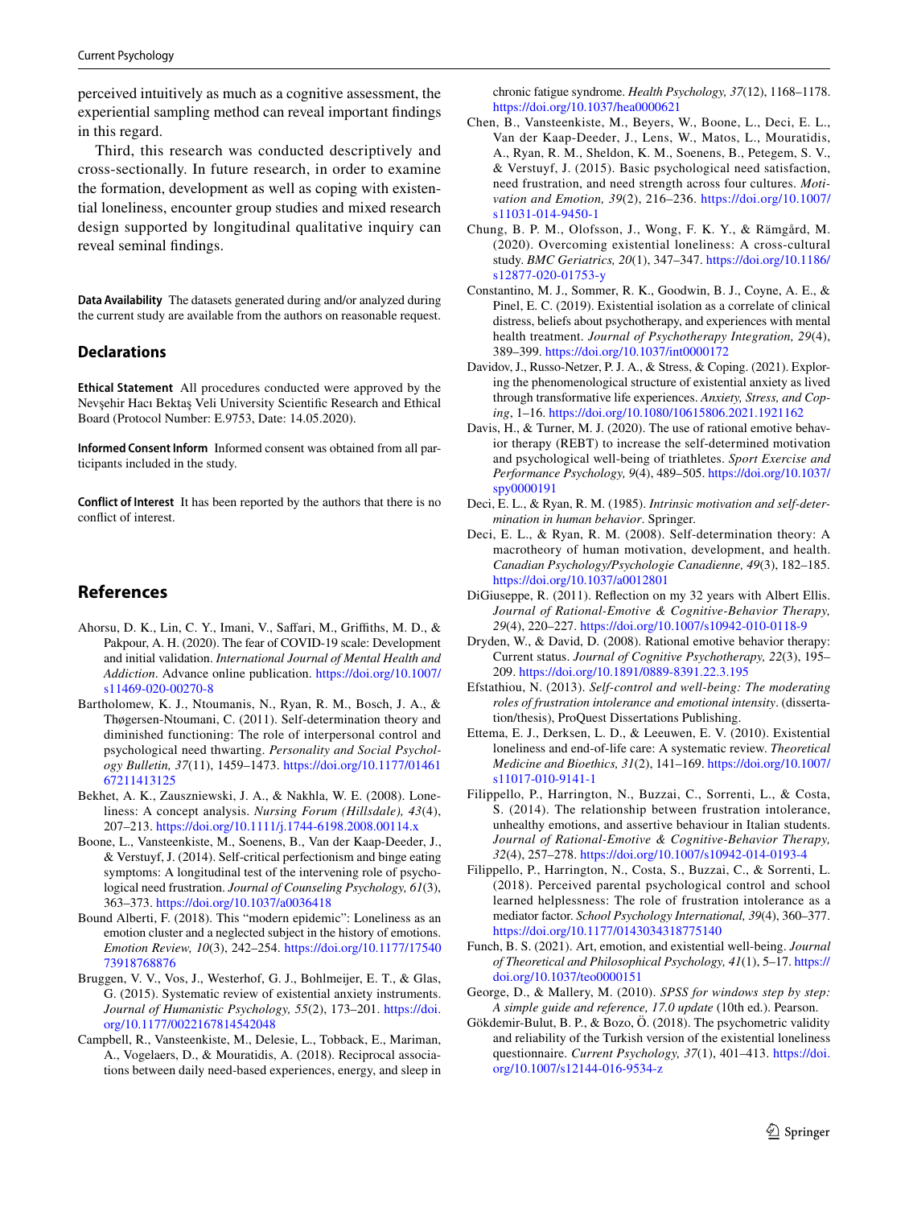perceived intuitively as much as a cognitive assessment, the experiential sampling method can reveal important findings in this regard.

Third, this research was conducted descriptively and cross-sectionally. In future research, in order to examine the formation, development as well as coping with existential loneliness, encounter group studies and mixed research design supported by longitudinal qualitative inquiry can reveal seminal findings.

**Data Availability** The datasets generated during and/or analyzed during the current study are available from the authors on reasonable request.

## Declarations

**Ethical Statement** All procedures conducted were approved by the Nevşehir Hacı Bektaş Veli University Scientific Research and Ethical Board (Protocol Number: E.9753, Date: 14.05.2020).

**Informed Consent Inform** Informed consent was obtained from all participants included in the study.

**Conflict of Interest** It has been reported by the authors that there is no conflict of interest.

## References

Ahorsu, D. K., Lin, C. Y., Imani, V., Saffari, M., Griffiths, M. D., & Pakpour, A. H. (2020). The fear of COVID-19 scale: Development and initial validation. *International Journal of Mental Health and Addiction*. Advance online publication. https://doi.org/10.1007/s11469-020-00270-8

Bartholomew, K. J., Ntoumanis, N., Ryan, R. M., Bosch, J. A., & Thøgersen-Ntoumani, C. (2011). Self-determination theory and diminished functioning: The role of interpersonal control and psychological need thwarting. *Personality and Social Psychology Bulletin, 37*(11), 1459–1473. https://doi.org/10.1177/0146167211413125

Bekhet, A. K., Zauszniewski, J. A., & Nakhla, W. E. (2008). Loneliness: A concept analysis. *Nursing Forum (Hillsdale), 43*(4), 207–213. https://doi.org/10.1111/j.1744-6198.2008.00114.x

Boone, L., Vansteenkiste, M., Soenens, B., Van der Kaap-Deeder, J., & Verstuyf, J. (2014). Self-critical perfectionism and binge eating symptoms: A longitudinal test of the intervening role of psychological need frustration. *Journal of Counseling Psychology, 61*(3), 363–373. https://doi.org/10.1037/a0036418

Bound Alberti, F. (2018). This "modern epidemic": Loneliness as an emotion cluster and a neglected subject in the history of emotions. *Emotion Review, 10*(3), 242–254. https://doi.org/10.1177/1754073918768876

Bruggen, V. V., Vos, J., Westerhof, G. J., Bohlmeijer, E. T., & Glas, G. (2015). Systematic review of existential anxiety instruments. *Journal of Humanistic Psychology, 55*(2), 173–201. https://doi.org/10.1177/0022167814542048

Campbell, R., Vansteenkiste, M., Delesie, L., Tobback, E., Mariman, A., Vogelaers, D., & Mouratidis, A. (2018). Reciprocal associations between daily need-based experiences, energy, and sleep in chronic fatigue syndrome. *Health Psychology, 37*(12), 1168–1178. https://doi.org/10.1037/hea0000621

Chen, B., Vansteenkiste, M., Beyers, W., Boone, L., Deci, E. L., Van der Kaap-Deeder, J., Lens, W., Matos, L., Mouratidis, A., Ryan, R. M., Sheldon, K. M., Soenens, B., Petegem, S. V., & Verstuyf, J. (2015). Basic psychological need satisfaction, need frustration, and need strength across four cultures. *Motivation and Emotion, 39*(2), 216–236. https://doi.org/10.1007/s11031-014-9450-1

Chung, B. P. M., Olofsson, J., Wong, F. K. Y., & Rämgård, M. (2020). Overcoming existential loneliness: A cross-cultural study. *BMC Geriatrics, 20*(1), 347–347. https://doi.org/10.1186/s12877-020-01753-y

Constantino, M. J., Sommer, R. K., Goodwin, B. J., Coyne, A. E., & Pinel, E. C. (2019). Existential isolation as a correlate of clinical distress, beliefs about psychotherapy, and experiences with mental health treatment. *Journal of Psychotherapy Integration, 29*(4), 389–399. https://doi.org/10.1037/int0000172

Davidov, J., Russo-Netzer, P. J. A., & Stress, & Coping. (2021). Exploring the phenomenological structure of existential anxiety as lived through transformative life experiences. *Anxiety, Stress, and Coping*, 1–16. https://doi.org/10.1080/10615806.2021.1921162

Davis, H., & Turner, M. J. (2020). The use of rational emotive behavior therapy (REBT) to increase the self-determined motivation and psychological well-being of triathletes. *Sport Exercise and Performance Psychology, 9*(4), 489–505. https://doi.org/10.1037/spy0000191

Deci, E. L., & Ryan, R. M. (1985). *Intrinsic motivation and self-determination in human behavior*. Springer.

Deci, E. L., & Ryan, R. M. (2008). Self-determination theory: A macrotheory of human motivation, development, and health. *Canadian Psychology/Psychologie Canadienne, 49*(3), 182–185. https://doi.org/10.1037/a0012801

DiGiuseppe, R. (2011). Reflection on my 32 years with Albert Ellis. *Journal of Rational-Emotive & Cognitive-Behavior Therapy, 29*(4), 220–227. https://doi.org/10.1007/s10942-010-0118-9

Dryden, W., & David, D. (2008). Rational emotive behavior therapy: Current status. *Journal of Cognitive Psychotherapy, 22*(3), 195–209. https://doi.org/10.1891/0889-8391.22.3.195

Efstathiou, N. (2013). *Self-control and well-being: The moderating roles of frustration intolerance and emotional intensity*. (dissertation/thesis), ProQuest Dissertations Publishing.

Ettema, E. J., Derksen, L. D., & Leeuwen, E. V. (2010). Existential loneliness and end-of-life care: A systematic review. *Theoretical Medicine and Bioethics, 31*(2), 141–169. https://doi.org/10.1007/s11017-010-9141-1

Filippello, P., Harrington, N., Buzzai, C., Sorrenti, L., & Costa, S. (2014). The relationship between frustration intolerance, unhealthy emotions, and assertive behaviour in Italian students. *Journal of Rational-Emotive & Cognitive-Behavior Therapy, 32*(4), 257–278. https://doi.org/10.1007/s10942-014-0193-4

Filippello, P., Harrington, N., Costa, S., Buzzai, C., & Sorrenti, L. (2018). Perceived parental psychological control and school learned helplessness: The role of frustration intolerance as a mediator factor. *School Psychology International, 39*(4), 360–377. https://doi.org/10.1177/0143034318775140

Funch, B. S. (2021). Art, emotion, and existential well-being. *Journal of Theoretical and Philosophical Psychology, 41*(1), 5–17. https://doi.org/10.1037/teo0000151

George, D., & Mallery, M. (2010). *SPSS for windows step by step: A simple guide and reference, 17.0 update* (10th ed.). Pearson.

Gökdemir-Bulut, B. P., & Bozo, Ö. (2018). The psychometric validity and reliability of the Turkish version of the existential loneliness questionnaire. *Current Psychology, 37*(1), 401–413. https://doi.org/10.1007/s12144-016-9534-z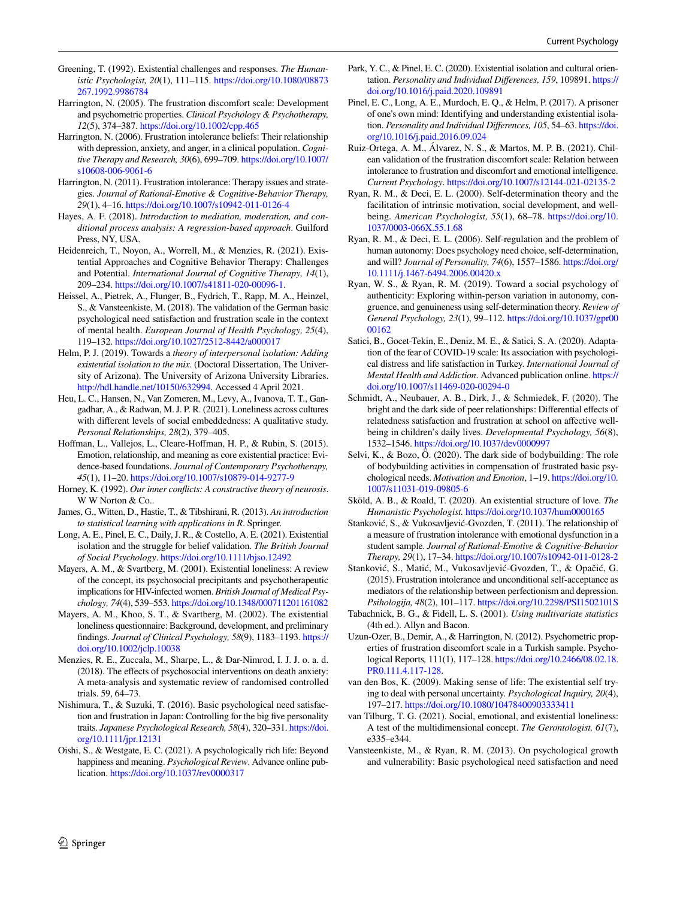Greening, T. (1992). Existential challenges and responses. *The Humanistic Psychologist, 20*(1), 111–115. https://doi.org/10.1080/08873267.1992.9986784

Harrington, N. (2005). The frustration discomfort scale: Development and psychometric properties. *Clinical Psychology & Psychotherapy, 12*(5), 374–387. https://doi.org/10.1002/cpp.465

Harrington, N. (2006). Frustration intolerance beliefs: Their relationship with depression, anxiety, and anger, in a clinical population. *Cognitive Therapy and Research, 30*(6), 699–709. https://doi.org/10.1007/s10608-006-9061-6

Harrington, N. (2011). Frustration intolerance: Therapy issues and strategies. *Journal of Rational-Emotive & Cognitive-Behavior Therapy, 29*(1), 4–16. https://doi.org/10.1007/s10942-011-0126-4

Hayes, A. F. (2018). *Introduction to mediation, moderation, and conditional process analysis: A regression-based approach*. Guilford Press, NY, USA.

Heidenreich, T., Noyon, A., Worrell, M., & Menzies, R. (2021). Existential Approaches and Cognitive Behavior Therapy: Challenges and Potential. *International Journal of Cognitive Therapy, 14*(1), 209–234. https://doi.org/10.1007/s41811-020-00096-1.

Heissel, A., Pietrek, A., Flunger, B., Fydrich, T., Rapp, M. A., Heinzel, S., & Vansteenkiste, M. (2018). The validation of the German basic psychological need satisfaction and frustration scale in the context of mental health. *European Journal of Health Psychology, 25*(4), 119–132. https://doi.org/10.1027/2512-8442/a000017

Helm, P. J. (2019). Towards a *theory of interpersonal isolation: Adding existential isolation to the mix*. (Doctoral Dissertation, The University of Arizona). The University of Arizona University Libraries. http://hdl.handle.net/10150/632994. Accessed 4 April 2021.

Heu, L. C., Hansen, N., Van Zomeren, M., Levy, A., Ivanova, T. T., Gangadhar, A., & Radwan, M. J. P. R. (2021). Loneliness across cultures with different levels of social embeddedness: A qualitative study. *Personal Relationships, 28*(2), 379–405.

Hoffman, L., Vallejos, L., Cleare-Hoffman, H. P., & Rubin, S. (2015). Emotion, relationship, and meaning as core existential practice: Evidence-based foundations. *Journal of Contemporary Psychotherapy, 45*(1), 11–20. https://doi.org/10.1007/s10879-014-9277-9

Horney, K. (1992). *Our inner conflicts: A constructive theory of neurosis*. W W Norton & Co..

James, G., Witten, D., Hastie, T., & Tibshirani, R. (2013). *An introduction to statistical learning with applications in R*. Springer.

Long, A. E., Pinel, E. C., Daily, J. R., & Costello, A. E. (2021). Existential isolation and the struggle for belief validation. *The British Journal of Social Psychology*. https://doi.org/10.1111/bjso.12492

Mayers, A. M., & Svartberg, M. (2001). Existential loneliness: A review of the concept, its psychosocial precipitants and psychotherapeutic implications for HIV-infected women. *British Journal of Medical Psychology, 74*(4), 539–553. https://doi.org/10.1348/000711201161082

Mayers, A. M., Khoo, S. T., & Svartberg, M. (2002). The existential loneliness questionnaire: Background, development, and preliminary findings. *Journal of Clinical Psychology, 58*(9), 1183–1193. https://doi.org/10.1002/jclp.10038

Menzies, R. E., Zuccala, M., Sharpe, L., & Dar-Nimrod, I. J. J. o. a. d. (2018). The effects of psychosocial interventions on death anxiety: A meta-analysis and systematic review of randomised controlled trials. 59, 64–73.

Nishimura, T., & Suzuki, T. (2016). Basic psychological need satisfaction and frustration in Japan: Controlling for the big five personality traits. *Japanese Psychological Research, 58*(4), 320–331. https://doi.org/10.1111/jpr.12131

Oishi, S., & Westgate, E. C. (2021). A psychologically rich life: Beyond happiness and meaning. *Psychological Review*. Advance online publication. https://doi.org/10.1037/rev0000317

Park, Y. C., & Pinel, E. C. (2020). Existential isolation and cultural orientation. *Personality and Individual Differences, 159*, 109891. https://doi.org/10.1016/j.paid.2020.109891

Pinel, E. C., Long, A. E., Murdoch, E. Q., & Helm, P. (2017). A prisoner of one's own mind: Identifying and understanding existential isolation. *Personality and Individual Differences, 105*, 54–63. https://doi.org/10.1016/j.paid.2016.09.024

Ruiz-Ortega, A. M., Álvarez, N. S., & Martos, M. P. B. (2021). Chilean validation of the frustration discomfort scale: Relation between intolerance to frustration and discomfort and emotional intelligence. *Current Psychology*. https://doi.org/10.1007/s12144-021-02135-2

Ryan, R. M., & Deci, E. L. (2000). Self-determination theory and the facilitation of intrinsic motivation, social development, and well-being. *American Psychologist, 55*(1), 68–78. https://doi.org/10.1037/0003-066X.55.1.68

Ryan, R. M., & Deci, E. L. (2006). Self-regulation and the problem of human autonomy: Does psychology need choice, self-determination, and will? *Journal of Personality, 74*(6), 1557–1586. https://doi.org/10.1111/j.1467-6494.2006.00420.x

Ryan, W. S., & Ryan, R. M. (2019). Toward a social psychology of authenticity: Exploring within-person variation in autonomy, congruence, and genuineness using self-determination theory. *Review of General Psychology, 23*(1), 99–112. https://doi.org/10.1037/gpr0000162

Satici, B., Gocet-Tekin, E., Deniz, M. E., & Satici, S. A. (2020). Adaptation of the fear of COVID-19 scale: Its association with psychological distress and life satisfaction in Turkey. *International Journal of Mental Health and Addiction*. Advanced publication online. https://doi.org/10.1007/s11469-020-00294-0

Schmidt, A., Neubauer, A. B., Dirk, J., & Schmiedek, F. (2020). The bright and the dark side of peer relationships: Differential effects of relatedness satisfaction and frustration at school on affective well-being in children's daily lives. *Developmental Psychology, 56*(8), 1532–1546. https://doi.org/10.1037/dev0000997

Selvi, K., & Bozo, Ö. (2020). The dark side of bodybuilding: The role of bodybuilding activities in compensation of frustrated basic psychological needs. *Motivation and Emotion*, 1–19. https://doi.org/10.1007/s11031-019-09805-6

Sköld, A. B., & Roald, T. (2020). An existential structure of love. *The Humanistic Psychologist.* https://doi.org/10.1037/hum0000165

Stanković, S., & Vukosavljević-Gvozden, T. (2011). The relationship of a measure of frustration intolerance with emotional dysfunction in a student sample. *Journal of Rational-Emotive & Cognitive-Behavior Therapy, 29*(1), 17–34. https://doi.org/10.1007/s10942-011-0128-2

Stanković, S., Matić, M., Vukosavljević-Gvozden, T., & Opačić, G. (2015). Frustration intolerance and unconditional self-acceptance as mediators of the relationship between perfectionism and depression. *Psihologija, 48*(2), 101–117. https://doi.org/10.2298/PSI1502101S

Tabachnick, B. G., & Fidell, L. S. (2001). *Using multivariate statistics* (4th ed.). Allyn and Bacon.

Uzun-Ozer, B., Demir, A., & Harrington, N. (2012). Psychometric properties of frustration discomfort scale in a Turkish sample. Psychological Reports*,* 111(1), 117–128. https://doi.org/10.2466/08.02.18.PR0.111.4.117-128.

van den Bos, K. (2009). Making sense of life: The existential self trying to deal with personal uncertainty. *Psychological Inquiry, 20*(4), 197–217. https://doi.org/10.1080/10478400903333411

van Tilburg, T. G. (2021). Social, emotional, and existential loneliness: A test of the multidimensional concept. *The Gerontologist, 61*(7), e335–e344.

Vansteenkiste, M., & Ryan, R. M. (2013). On psychological growth and vulnerability: Basic psychological need satisfaction and need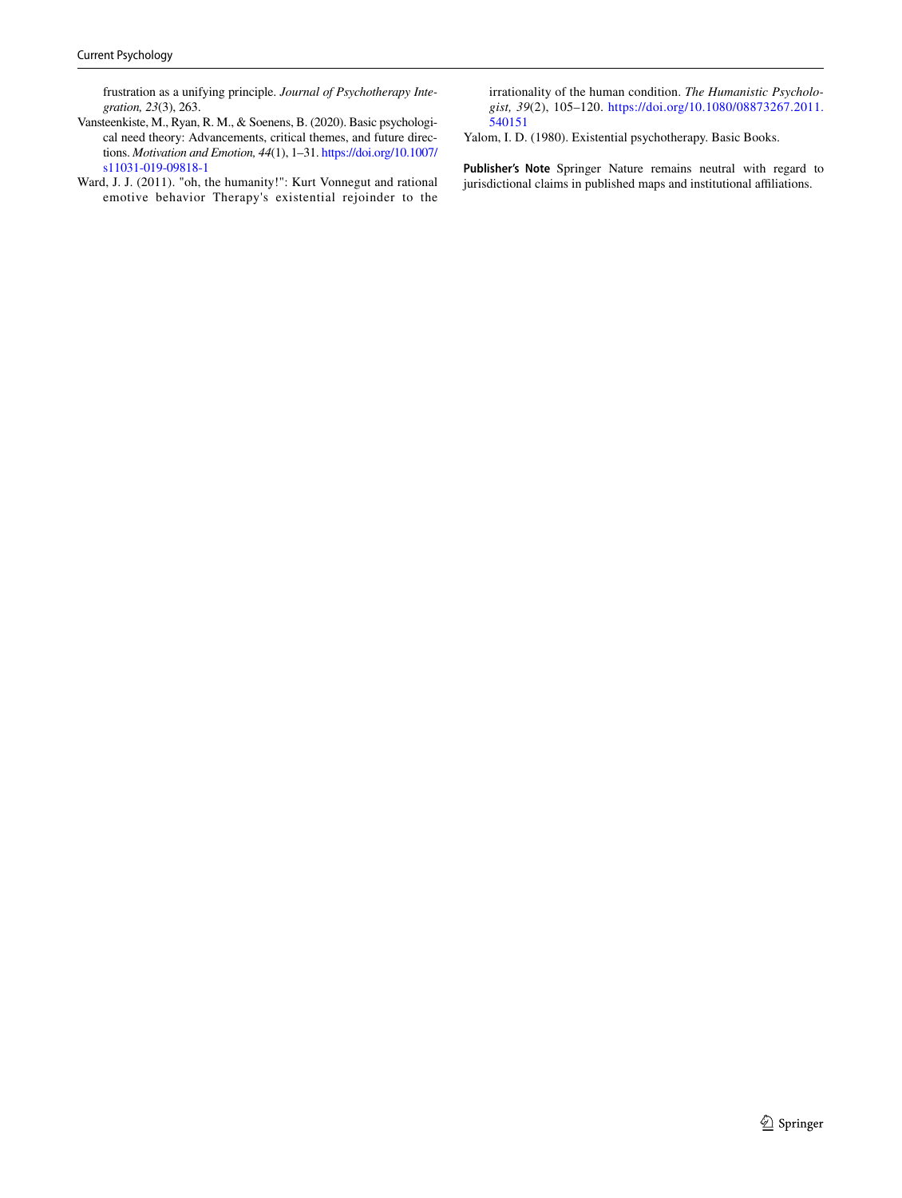frustration as a unifying principle. *Journal of Psychotherapy Integration, 23*(3), 263.

Vansteenkiste, M., Ryan, R. M., & Soenens, B. (2020). Basic psychological need theory: Advancements, critical themes, and future directions. *Motivation and Emotion, 44*(1), 1–31. https://doi.org/10.1007/s11031-019-09818-1

Ward, J. J. (2011). "oh, the humanity!": Kurt Vonnegut and rational emotive behavior Therapy's existential rejoinder to the irrationality of the human condition. *The Humanistic Psychologist, 39*(2), 105–120. https://doi.org/10.1080/08873267.2011.540151

Yalom, I. D. (1980). Existential psychotherapy. Basic Books.

**Publisher's Note** Springer Nature remains neutral with regard to jurisdictional claims in published maps and institutional affiliations.